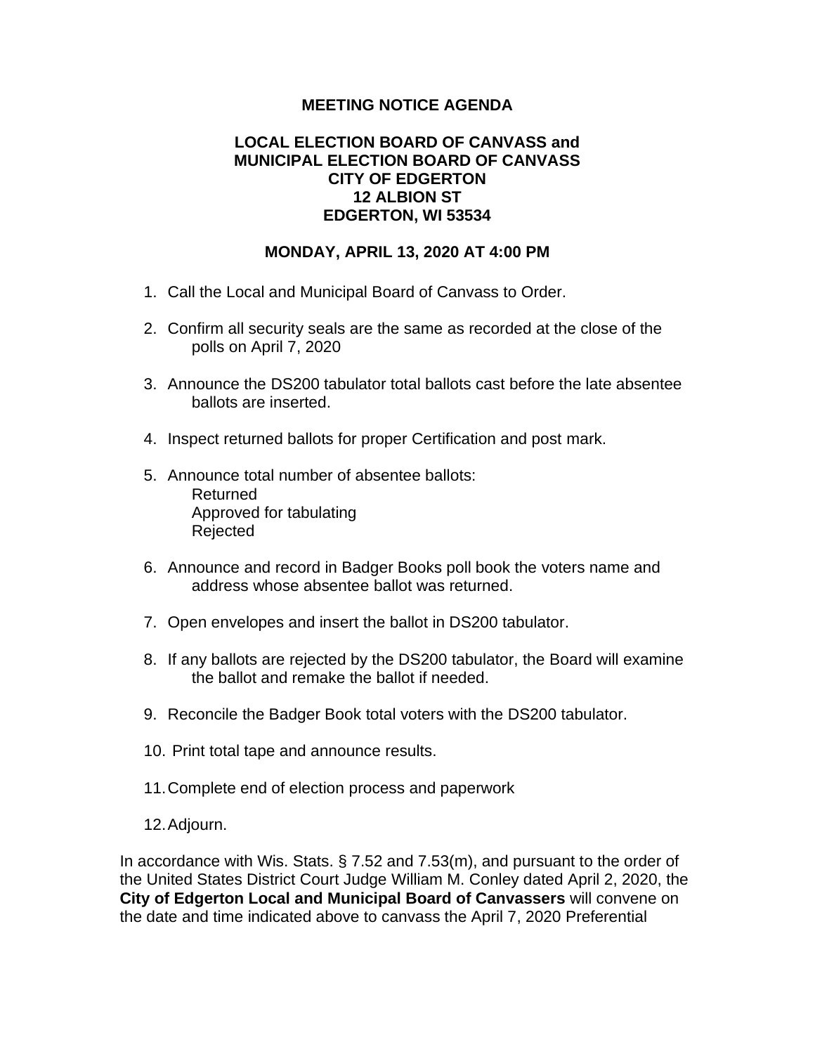**MEETING NOTICE AGENDA**

**LOCAL ELECTION BOARD OF CANVASS and**
**MUNICIPAL ELECTION BOARD OF CANVASS**
**CITY OF EDGERTON**
**12 ALBION ST**
**EDGERTON, WI 53534**

**MONDAY, APRIL 13, 2020 AT 4:00 PM**

1. Call the Local and Municipal Board of Canvass to Order.

2. Confirm all security seals are the same as recorded at the close of the polls on April 7, 2020

3. Announce the DS200 tabulator total ballots cast before the late absentee ballots are inserted.

4. Inspect returned ballots for proper Certification and post mark.

5. Announce total number of absentee ballots:
   Returned
   Approved for tabulating
   Rejected

6. Announce and record in Badger Books poll book the voters name and address whose absentee ballot was returned.

7. Open envelopes and insert the ballot in DS200 tabulator.

8. If any ballots are rejected by the DS200 tabulator, the Board will examine the ballot and remake the ballot if needed.

9. Reconcile the Badger Book total voters with the DS200 tabulator.

10. Print total tape and announce results.

11. Complete end of election process and paperwork

12. Adjourn.

In accordance with Wis. Stats. § 7.52 and 7.53(m), and pursuant to the order of the United States District Court Judge William M. Conley dated April 2, 2020, the **City of Edgerton Local and Municipal Board of Canvassers** will convene on the date and time indicated above to canvass the April 7, 2020 Preferential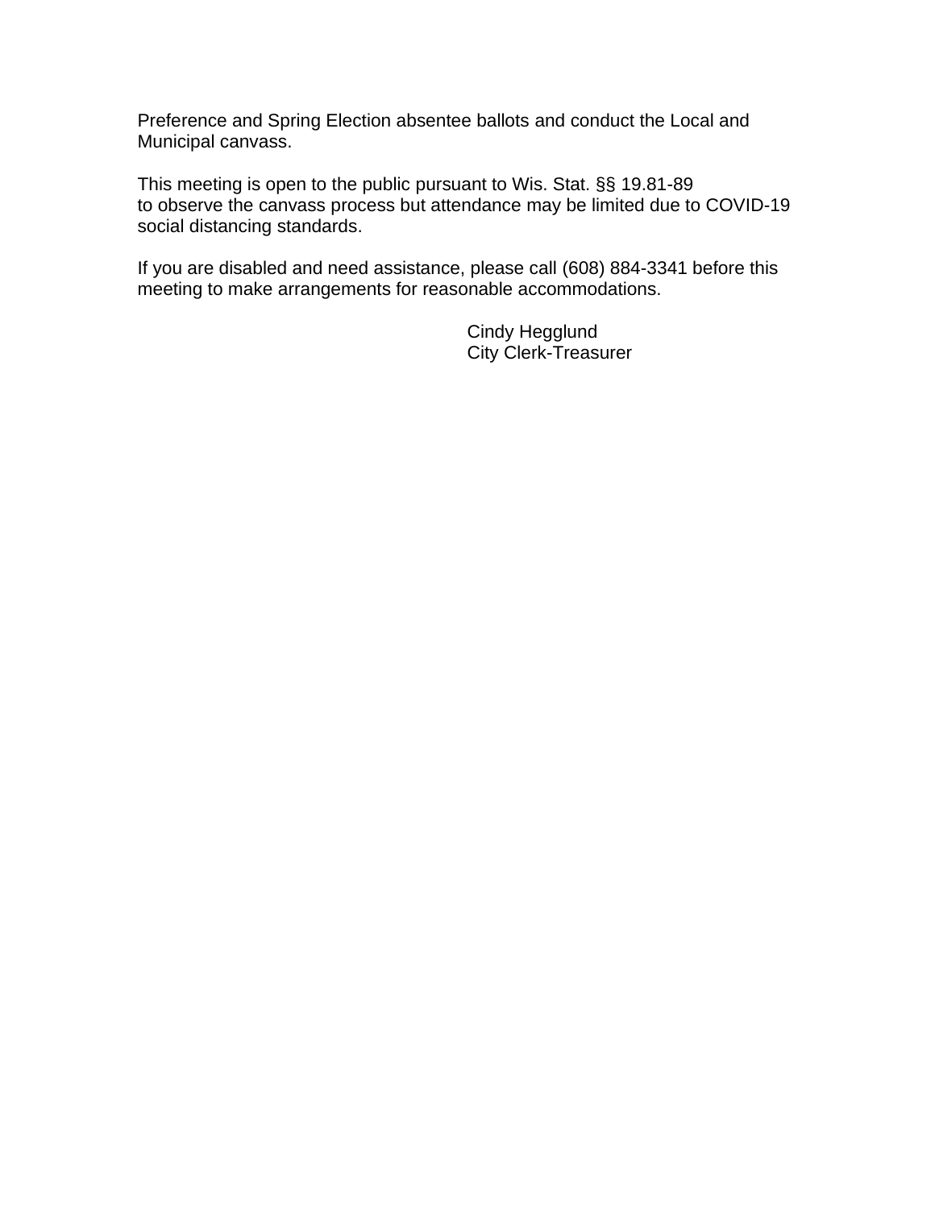Preference and Spring Election absentee ballots and conduct the Local and Municipal canvass.

This meeting is open to the public pursuant to Wis. Stat. §§ 19.81-89 to observe the canvass process but attendance may be limited due to COVID-19 social distancing standards.

If you are disabled and need assistance, please call (608) 884-3341 before this meeting to make arrangements for reasonable accommodations.

Cindy Hegglund
City Clerk-Treasurer